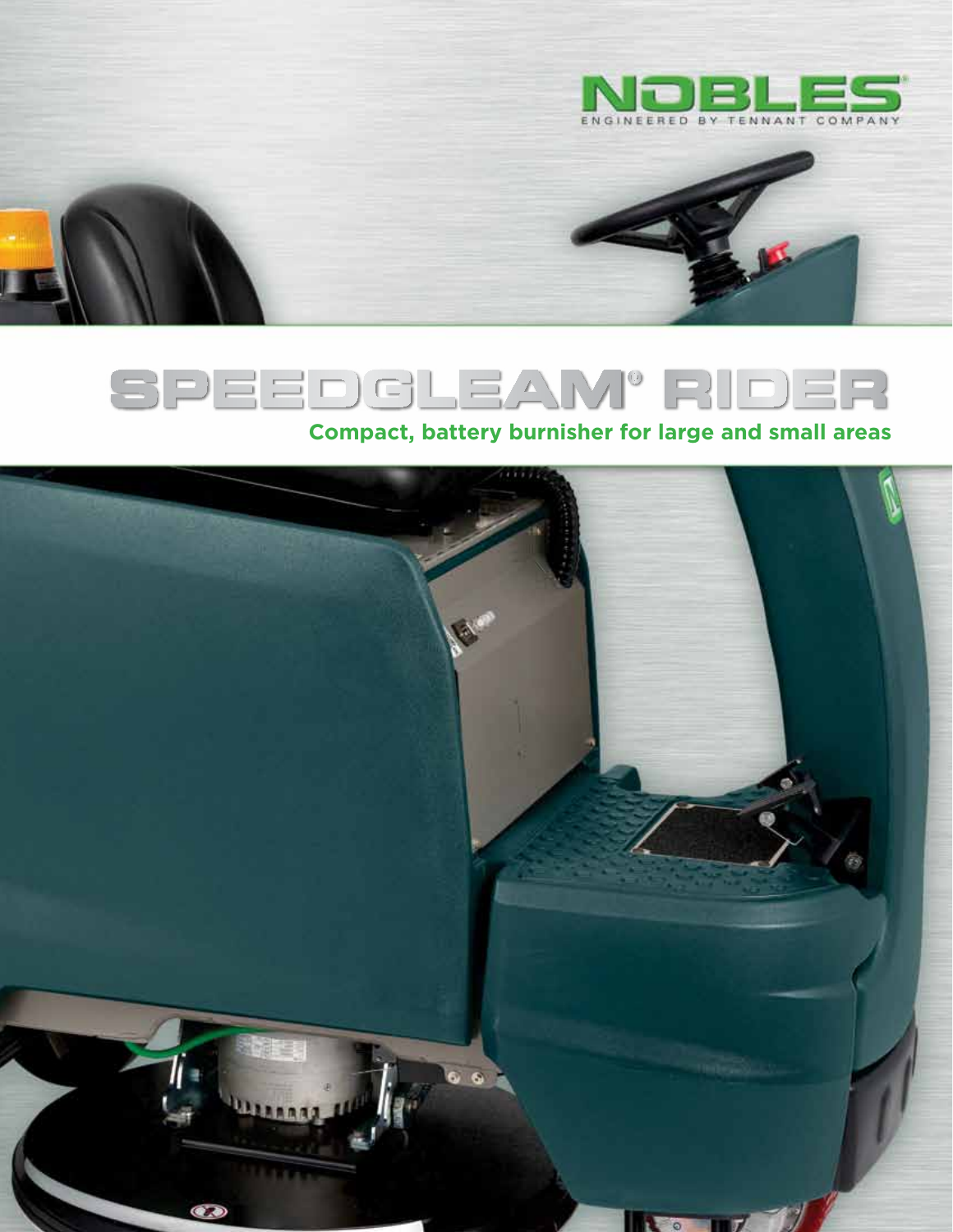NOBLES®

ENGINEERED BY TENNANT COMPANY

# SPEEDGLEAM® RIDER

## Compact, battery burnisher for large and small areas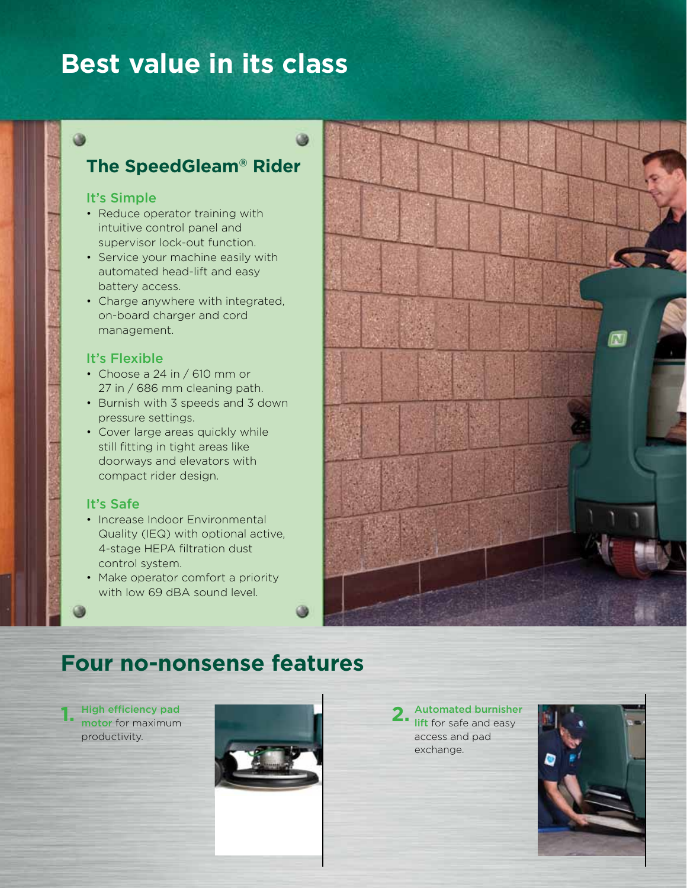# Best value in its class

## The SpeedGleam® Rider

### It's Simple

- Reduce operator training with intuitive control panel and supervisor lock-out function.
- Service your machine easily with automated head-lift and easy battery access.
- Charge anywhere with integrated, on-board charger and cord management.

### It's Flexible

- Choose a 24 in / 610 mm or 27 in / 686 mm cleaning path.
- Burnish with 3 speeds and 3 down pressure settings.
- Cover large areas quickly while still fitting in tight areas like doorways and elevators with compact rider design.

### It's Safe

- Increase Indoor Environmental Quality (IEQ) with optional active, 4-stage HEPA filtration dust control system.
- Make operator comfort a priority with low 69 dBA sound level.

# Four no-nonsense features

1. **High efficiency pad motor** for maximum productivity.

2. **Automated burnisher lift** for safe and easy access and pad exchange.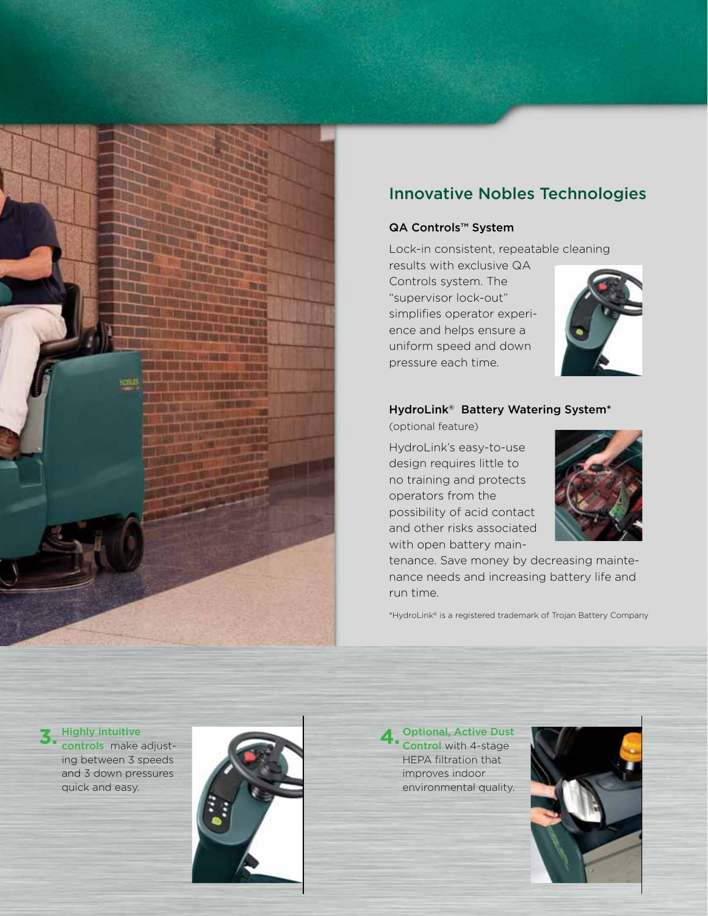## Innovative Nobles Technologies

### QA Controls™ System

Lock-in consistent, repeatable cleaning results with exclusive QA Controls system. The "supervisor lock-out" simplifies operator experience and helps ensure a uniform speed and down pressure each time.

### HydroLink® Battery Watering System*

(optional feature)

HydroLink's easy-to-use design requires little to no training and protects operators from the possibility of acid contact and other risks associated with open battery maintenance. Save money by decreasing maintenance needs and increasing battery life and run time.

*HydroLink® is a registered trademark of Trojan Battery Company

**3.** Highly intuitive controls make adjusting between 3 speeds and 3 down pressures quick and easy.

**4.** Optional, Active Dust Control with 4-stage HEPA filtration that improves indoor environmental quality.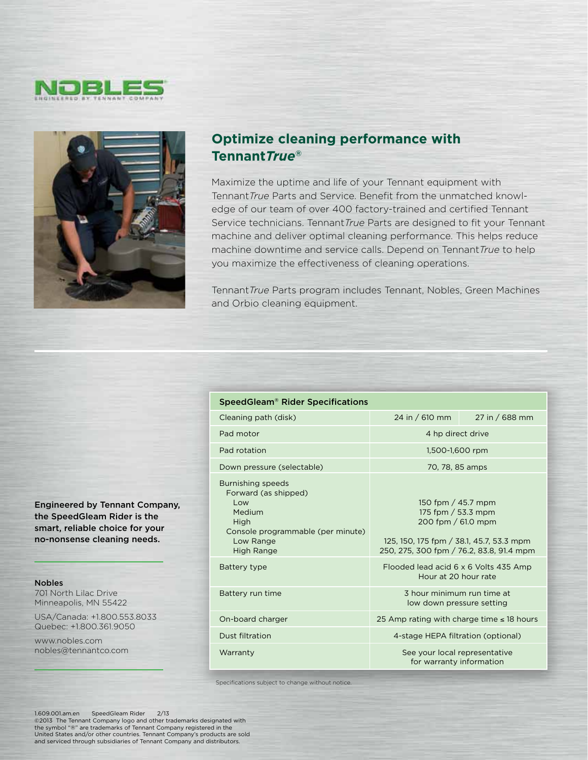NOBLES

ENGINEERED BY TENNANT COMPANY

## Optimize cleaning performance with Tennant*True*®

Maximize the uptime and life of your Tennant equipment with Tennant*True* Parts and Service. Benefit from the unmatched knowledge of our team of over 400 factory-trained and certified Tennant Service technicians. Tennant*True* Parts are designed to fit your Tennant machine and deliver optimal cleaning performance. This helps reduce machine downtime and service calls. Depend on Tennant*True* to help you maximize the effectiveness of cleaning operations.

Tennant*True* Parts program includes Tennant, Nobles, Green Machines and Orbio cleaning equipment.

**Engineered by Tennant Company, the SpeedGleam Rider is the smart, reliable choice for your no-nonsense cleaning needs.**

Nobles
701 North Lilac Drive
Minneapolis, MN 55422

USA/Canada: +1.800.553.8033
Quebec: +1.800.361.9050

www.nobles.com
nobles@tennantco.com

| SpeedGleam® Rider Specifications | | |
|---|---|---|
| Cleaning path (disk) | 24 in / 610 mm | 27 in / 688 mm |
| Pad motor | 4 hp direct drive | |
| Pad rotation | 1,500-1,600 rpm | |
| Down pressure (selectable) | 70, 78, 85 amps | |
| Burnishing speeds | | |
| Forward (as shipped) | | |
| Low | 150 fpm / 45.7 mpm | |
| Medium | 175 fpm / 53.3 mpm | |
| High | 200 fpm / 61.0 mpm | |
| Console programmable (per minute) | | |
| Low Range | 125, 150, 175 fpm / 38.1, 45.7, 53.3 mpm | |
| High Range | 250, 275, 300 fpm / 76.2, 83.8, 91.4 mpm | |
| Battery type | Flooded lead acid 6 x 6 Volts 435 Amp Hour at 20 hour rate | |
| Battery run time | 3 hour minimum run time at low down pressure setting | |
| On-board charger | 25 Amp rating with charge time ≤ 18 hours | |
| Dust filtration | 4-stage HEPA filtration (optional) | |
| Warranty | See your local representative for warranty information | |

Specifications subject to change without notice.

1.609.001.am.en SpeedGleam Rider 2/13
©2013 The Tennant Company logo and other trademarks designated with the symbol "®" are trademarks of Tennant Company registered in the United States and/or other countries. Tennant Company's products are sold and serviced through subsidiaries of Tennant Company and distributors.